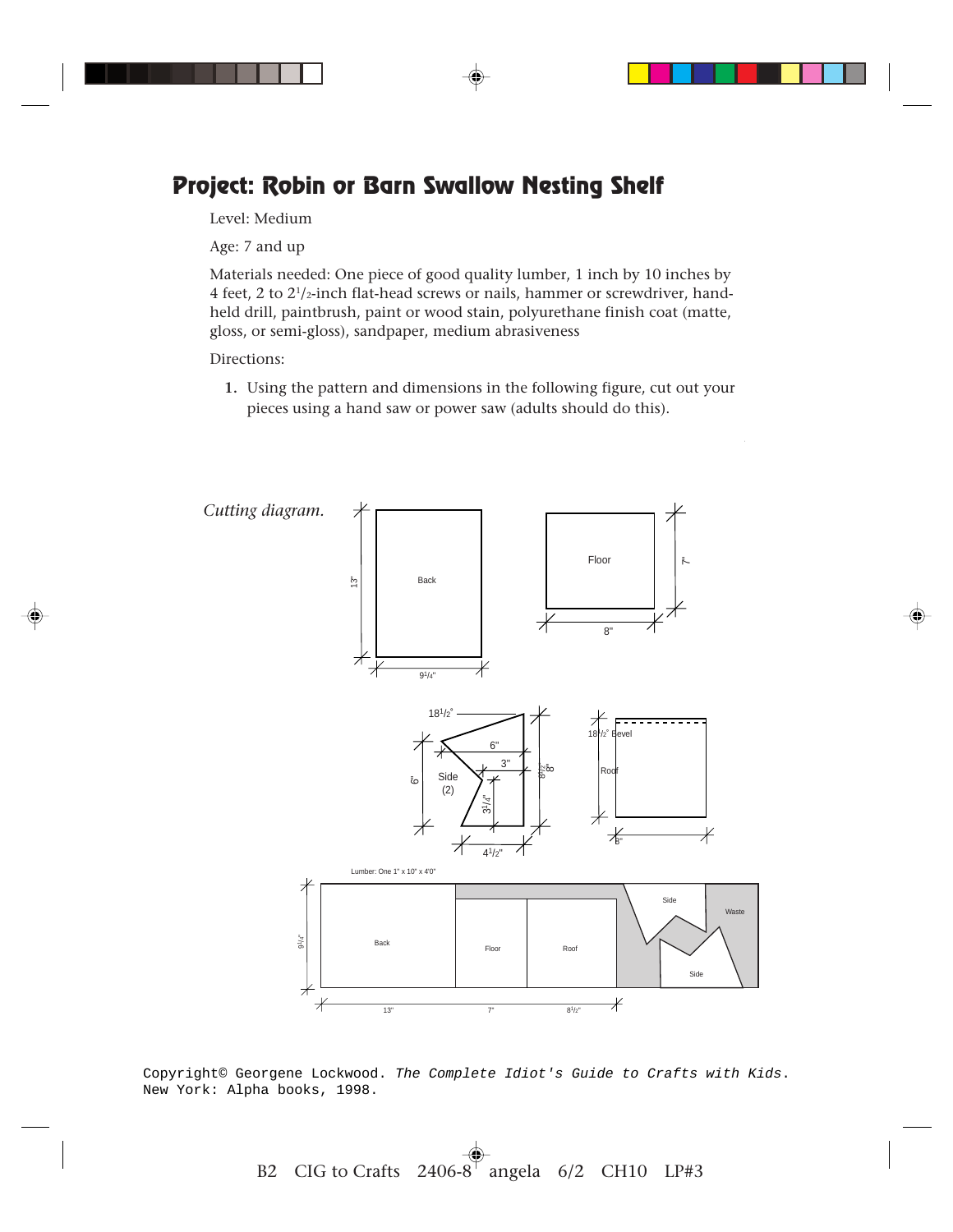# Project: Robin or Barn Swallow Nesting Shelf

Level: Medium

Age: 7 and up

Materials needed: One piece of good quality lumber, 1 inch by 10 inches by 4 feet, 2 to 2½-inch flat-head screws or nails, hammer or screwdriver, hand-held drill, paintbrush, paint or wood stain, polyurethane finish coat (matte, gloss, or semi-gloss), sandpaper, medium abrasiveness

Directions:

1. Using the pattern and dimensions in the following figure, cut out your pieces using a hand saw or power saw (adults should do this).

*Cutting diagram.*

Copyright© Georgene Lockwood. *The Complete Idiot's Guide to Crafts with Kids*. New York: Alpha books, 1998.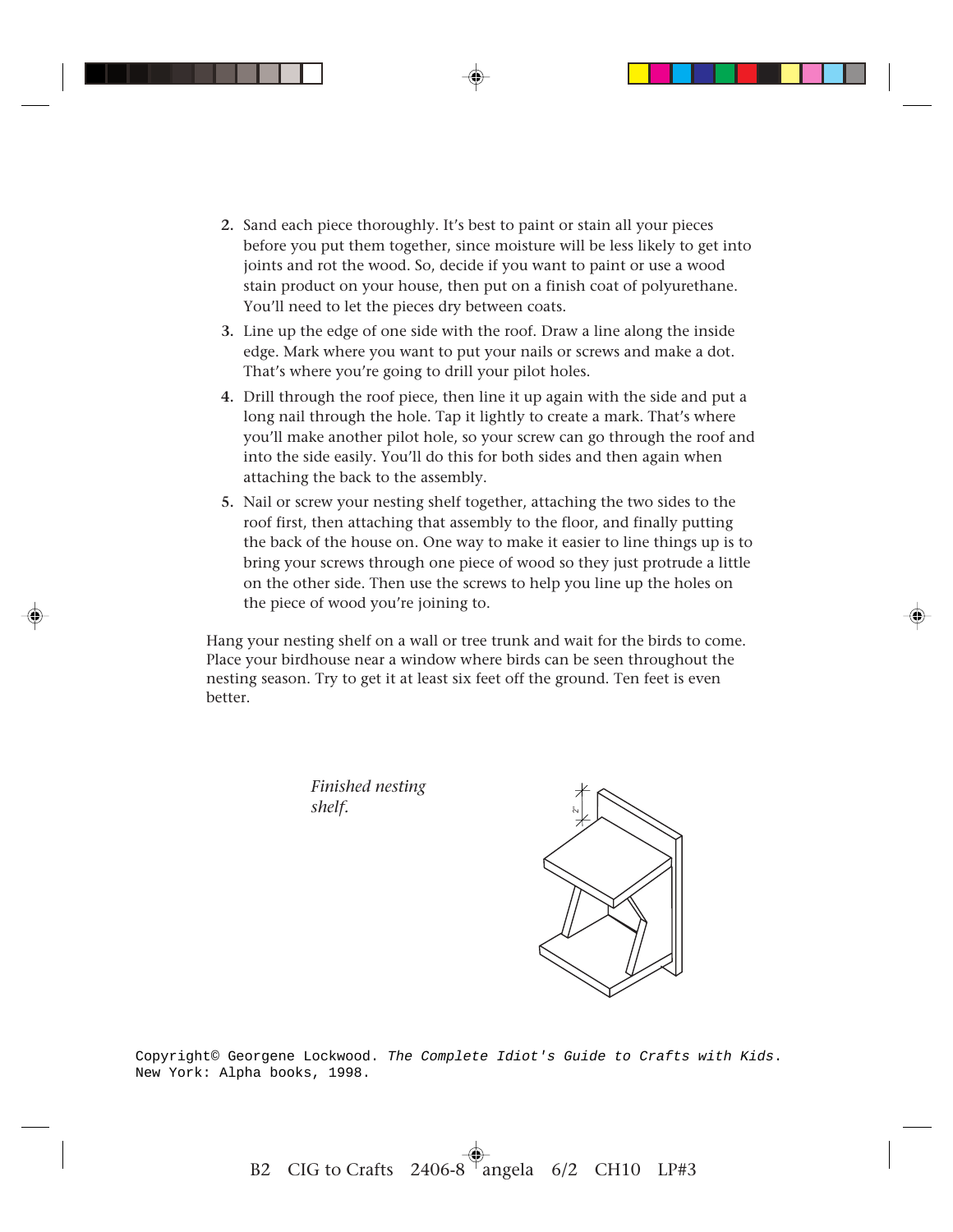2. Sand each piece thoroughly. It's best to paint or stain all your pieces before you put them together, since moisture will be less likely to get into joints and rot the wood. So, decide if you want to paint or use a wood stain product on your house, then put on a finish coat of polyurethane. You'll need to let the pieces dry between coats.
3. Line up the edge of one side with the roof. Draw a line along the inside edge. Mark where you want to put your nails or screws and make a dot. That's where you're going to drill your pilot holes.
4. Drill through the roof piece, then line it up again with the side and put a long nail through the hole. Tap it lightly to create a mark. That's where you'll make another pilot hole, so your screw can go through the roof and into the side easily. You'll do this for both sides and then again when attaching the back to the assembly.
5. Nail or screw your nesting shelf together, attaching the two sides to the roof first, then attaching that assembly to the floor, and finally putting the back of the house on. One way to make it easier to line things up is to bring your screws through one piece of wood so they just protrude a little on the other side. Then use the screws to help you line up the holes on the piece of wood you're joining to.

Hang your nesting shelf on a wall or tree trunk and wait for the birds to come. Place your birdhouse near a window where birds can be seen throughout the nesting season. Try to get it at least six feet off the ground. Ten feet is even better.

*Finished nesting shelf.*

2"

Copyright© Georgene Lockwood. *The Complete Idiot's Guide to Crafts with Kids*. New York: Alpha books, 1998.